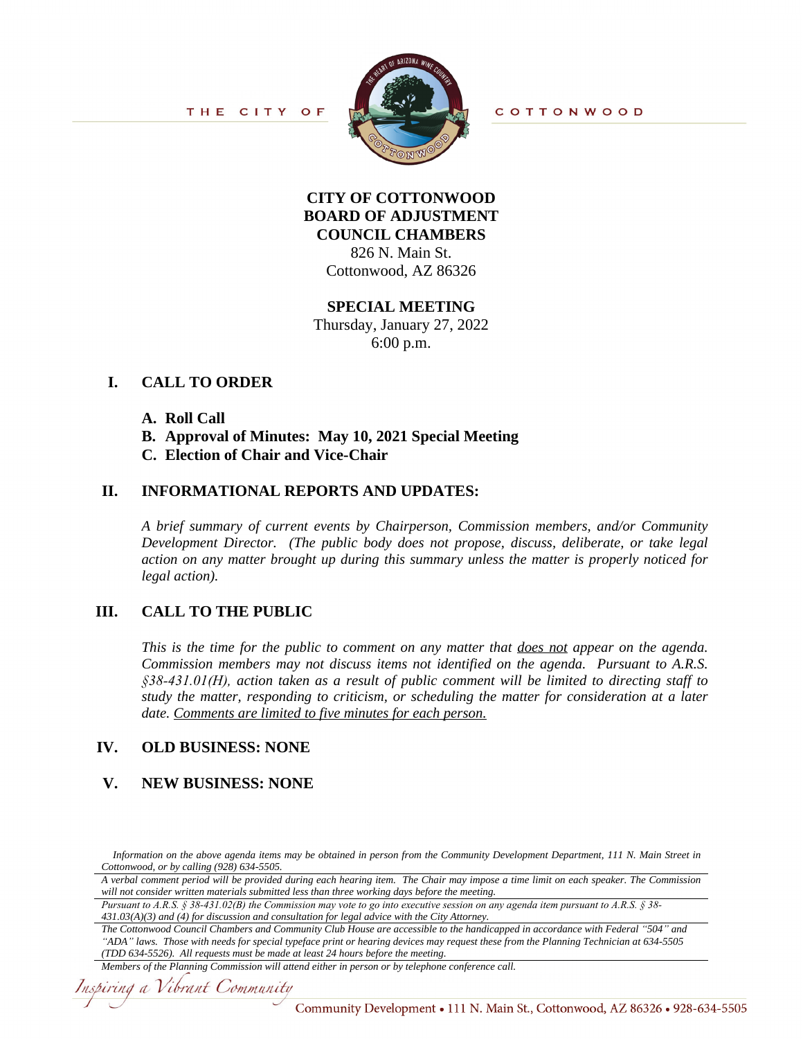THE CITY OF COTTONWOOD

# CITY OF COTTONWOOD
# BOARD OF ADJUSTMENT
# COUNCIL CHAMBERS

826 N. Main St.
Cottonwood, AZ 86326

**SPECIAL MEETING**

Thursday, January 27, 2022
6:00 p.m.

## I. CALL TO ORDER

A. **Roll Call**
B. **Approval of Minutes: May 10, 2021 Special Meeting**
C. **Election of Chair and Vice-Chair**

## II. INFORMATIONAL REPORTS AND UPDATES:

*A brief summary of current events by Chairperson, Commission members, and/or Community Development Director. (The public body does not propose, discuss, deliberate, or take legal action on any matter brought up during this summary unless the matter is properly noticed for legal action).*

## III. CALL TO THE PUBLIC

*This is the time for the public to comment on any matter that does not appear on the agenda. Commission members may not discuss items not identified on the agenda. Pursuant to A.R.S. §38-431.01(H), action taken as a result of public comment will be limited to directing staff to study the matter, responding to criticism, or scheduling the matter for consideration at a later date. Comments are limited to five minutes for each person.*

## IV. OLD BUSINESS: NONE

## V. NEW BUSINESS: NONE

*Information on the above agenda items may be obtained in person from the Community Development Department, 111 N. Main Street in Cottonwood, or by calling (928) 634-5505.*

*A verbal comment period will be provided during each hearing item. The Chair may impose a time limit on each speaker. The Commission will not consider written materials submitted less than three working days before the meeting.*

*Pursuant to A.R.S. § 38-431.02(B) the Commission may vote to go into executive session on any agenda item pursuant to A.R.S. § 38-431.03(A)(3) and (4) for discussion and consultation for legal advice with the City Attorney.*

*The Cottonwood Council Chambers and Community Club House are accessible to the handicapped in accordance with Federal "504" and "ADA" laws. Those with needs for special typeface print or hearing devices may request these from the Planning Technician at 634-5505 (TDD 634-5526). All requests must be made at least 24 hours before the meeting.*

*Members of the Planning Commission will attend either in person or by telephone conference call.*

*Inspiring a Vibrant Community*

Community Development • 111 N. Main St., Cottonwood, AZ 86326 • 928-634-5505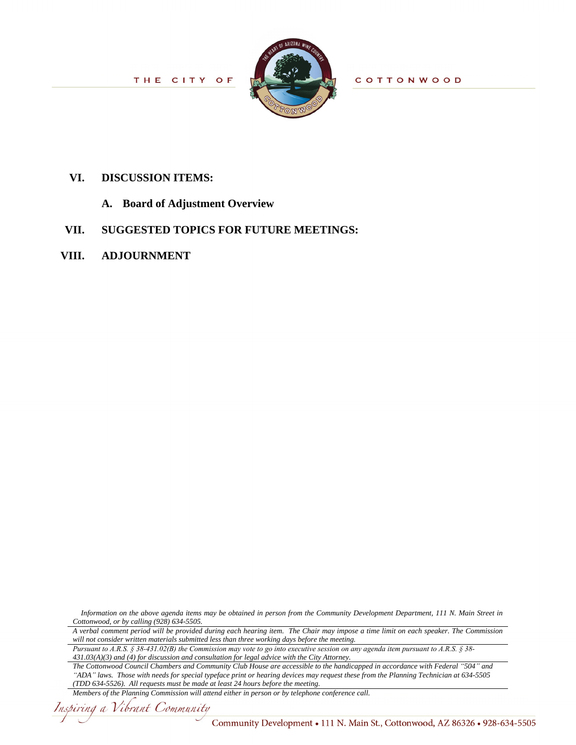## VI. DISCUSSION ITEMS:

### A. Board of Adjustment Overview

## VII. SUGGESTED TOPICS FOR FUTURE MEETINGS:

## VIII. ADJOURNMENT

*Information on the above agenda items may be obtained in person from the Community Development Department, 111 N. Main Street in Cottonwood, or by calling (928) 634-5505.*

*A verbal comment period will be provided during each hearing item. The Chair may impose a time limit on each speaker. The Commission will not consider written materials submitted less than three working days before the meeting.*

*Pursuant to A.R.S. § 38-431.02(B) the Commission may vote to go into executive session on any agenda item pursuant to A.R.S. § 38-431.03(A)(3) and (4) for discussion and consultation for legal advice with the City Attorney.*

*The Cottonwood Council Chambers and Community Club House are accessible to the handicapped in accordance with Federal "504" and "ADA" laws. Those with needs for special typeface print or hearing devices may request these from the Planning Technician at 634-5505 (TDD 634-5526). All requests must be made at least 24 hours before the meeting.*

*Members of the Planning Commission will attend either in person or by telephone conference call.*